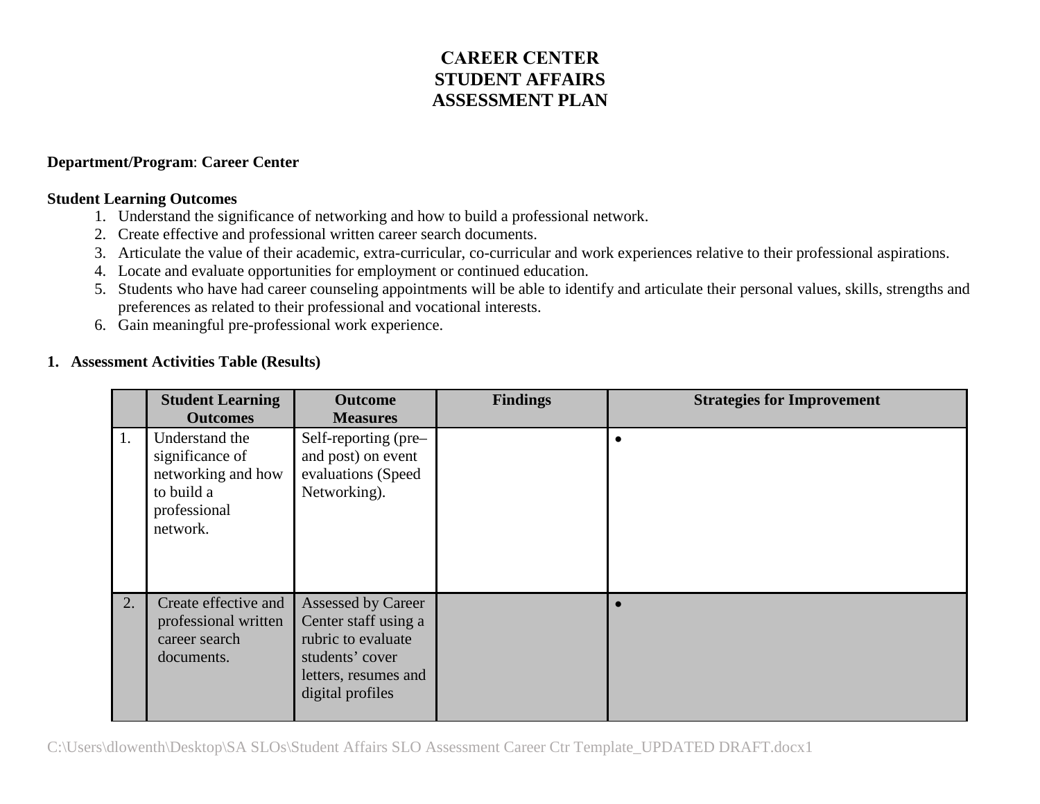# CAREER CENTER
# STUDENT AFFAIRS
# ASSESSMENT PLAN

**Department/Program**: **Career Center**

**Student Learning Outcomes**

1. Understand the significance of networking and how to build a professional network.
2. Create effective and professional written career search documents.
3. Articulate the value of their academic, extra-curricular, co-curricular and work experiences relative to their professional aspirations.
4. Locate and evaluate opportunities for employment or continued education.
5. Students who have had career counseling appointments will be able to identify and articulate their personal values, skills, strengths and preferences as related to their professional and vocational interests.
6. Gain meaningful pre-professional work experience.

**1. Assessment Activities Table (Results)**

| | Student Learning Outcomes | Outcome Measures | Findings | Strategies for Improvement |
|---|---|---|---|---|
| 1. | Understand the significance of networking and how to build a professional network. | Self-reporting (pre– and post) on event evaluations (Speed Networking). | | • |
| 2. | Create effective and professional written career search documents. | Assessed by Career Center staff using a rubric to evaluate students' cover letters, resumes and digital profiles | | • |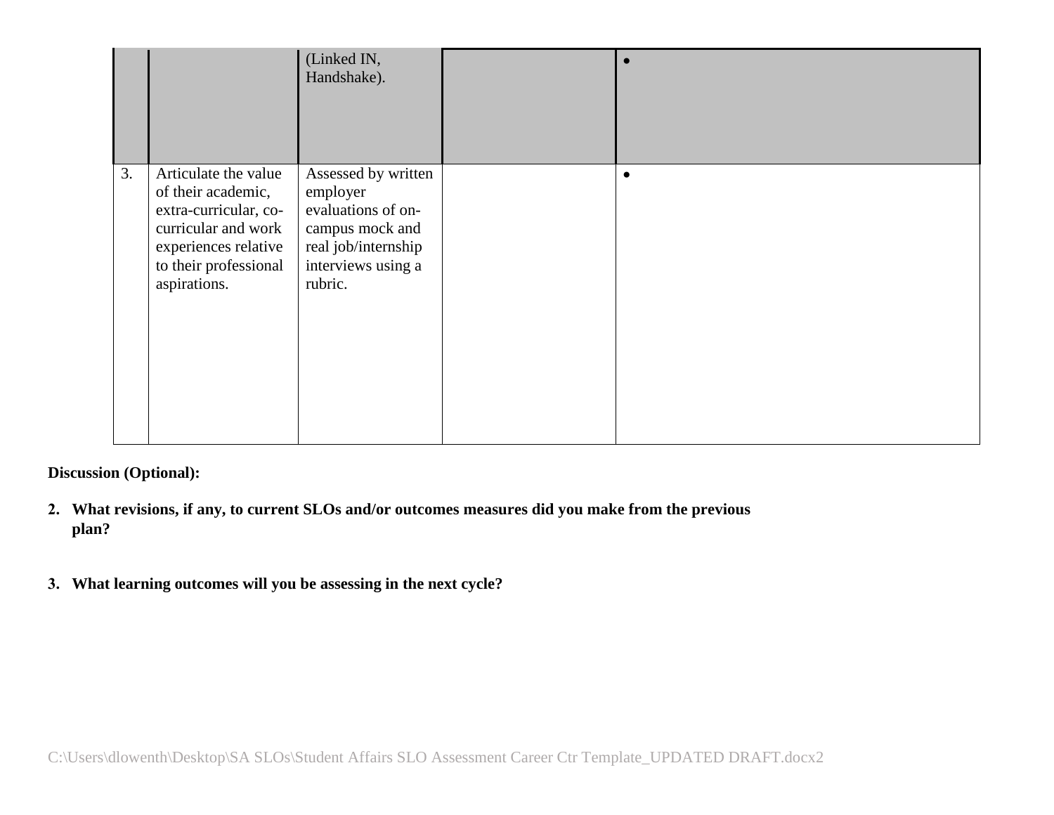| | | | | |
|---|---|---|---|---|
| | | (Linked IN, Handshake). | | • |
| 3. | Articulate the value of their academic, extra-curricular, co-curricular and work experiences relative to their professional aspirations. | Assessed by written employer evaluations of on-campus mock and real job/internship interviews using a rubric. | | • |

**Discussion (Optional):**

2. **What revisions, if any, to current SLOs and/or outcomes measures did you make from the previous plan?**

3. **What learning outcomes will you be assessing in the next cycle?**